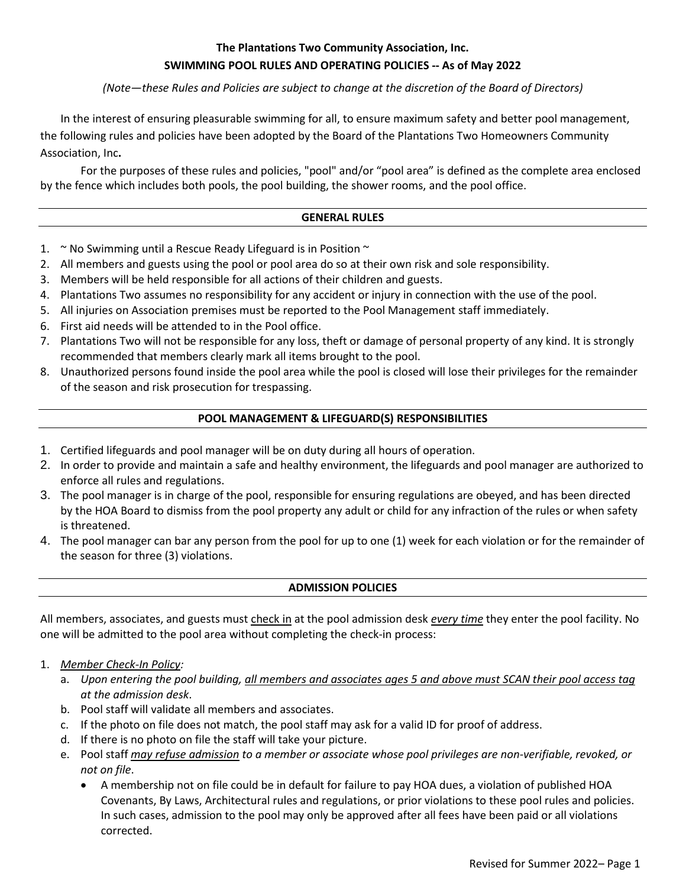# The Plantations Two Community Association, Inc.
## SWIMMING POOL RULES AND OPERATING POLICIES -- As of May 2022

*(Note—these Rules and Policies are subject to change at the discretion of the Board of Directors)*

In the interest of ensuring pleasurable swimming for all, to ensure maximum safety and better pool management, the following rules and policies have been adopted by the Board of the Plantations Two Homeowners Community Association, Inc**.**

For the purposes of these rules and policies, "pool" and/or "pool area" is defined as the complete area enclosed by the fence which includes both pools, the pool building, the shower rooms, and the pool office.

## GENERAL RULES

1. ~ No Swimming until a Rescue Ready Lifeguard is in Position ~
2. All members and guests using the pool or pool area do so at their own risk and sole responsibility.
3. Members will be held responsible for all actions of their children and guests.
4. Plantations Two assumes no responsibility for any accident or injury in connection with the use of the pool.
5. All injuries on Association premises must be reported to the Pool Management staff immediately.
6. First aid needs will be attended to in the Pool office.
7. Plantations Two will not be responsible for any loss, theft or damage of personal property of any kind. It is strongly recommended that members clearly mark all items brought to the pool.
8. Unauthorized persons found inside the pool area while the pool is closed will lose their privileges for the remainder of the season and risk prosecution for trespassing.

## POOL MANAGEMENT & LIFEGUARD(S) RESPONSIBILITIES

1. Certified lifeguards and pool manager will be on duty during all hours of operation.
2. In order to provide and maintain a safe and healthy environment, the lifeguards and pool manager are authorized to enforce all rules and regulations.
3. The pool manager is in charge of the pool, responsible for ensuring regulations are obeyed, and has been directed by the HOA Board to dismiss from the pool property any adult or child for any infraction of the rules or when safety is threatened.
4. The pool manager can bar any person from the pool for up to one (1) week for each violation or for the remainder of the season for three (3) violations.

## ADMISSION POLICIES

All members, associates, and guests must <u>check in</u> at the pool admission desk <u>*every time*</u> they enter the pool facility. No one will be admitted to the pool area without completing the check-in process:

1. <u>*Member Check-In Policy*</u>*:*
   a. *Upon entering the pool building, <u>all members and associates ages 5 and above must SCAN their pool access tag at the admission desk</u>.*
   b. Pool staff will validate all members and associates.
   c. If the photo on file does not match, the pool staff may ask for a valid ID for proof of address.
   d. If there is no photo on file the staff will take your picture.
   e. Pool staff <u>*may refuse admission*</u> *to a member or associate whose pool privileges are non-verifiable, revoked, or not on file*.
      - A membership not on file could be in default for failure to pay HOA dues, a violation of published HOA Covenants, By Laws, Architectural rules and regulations, or prior violations to these pool rules and policies. In such cases, admission to the pool may only be approved after all fees have been paid or all violations corrected.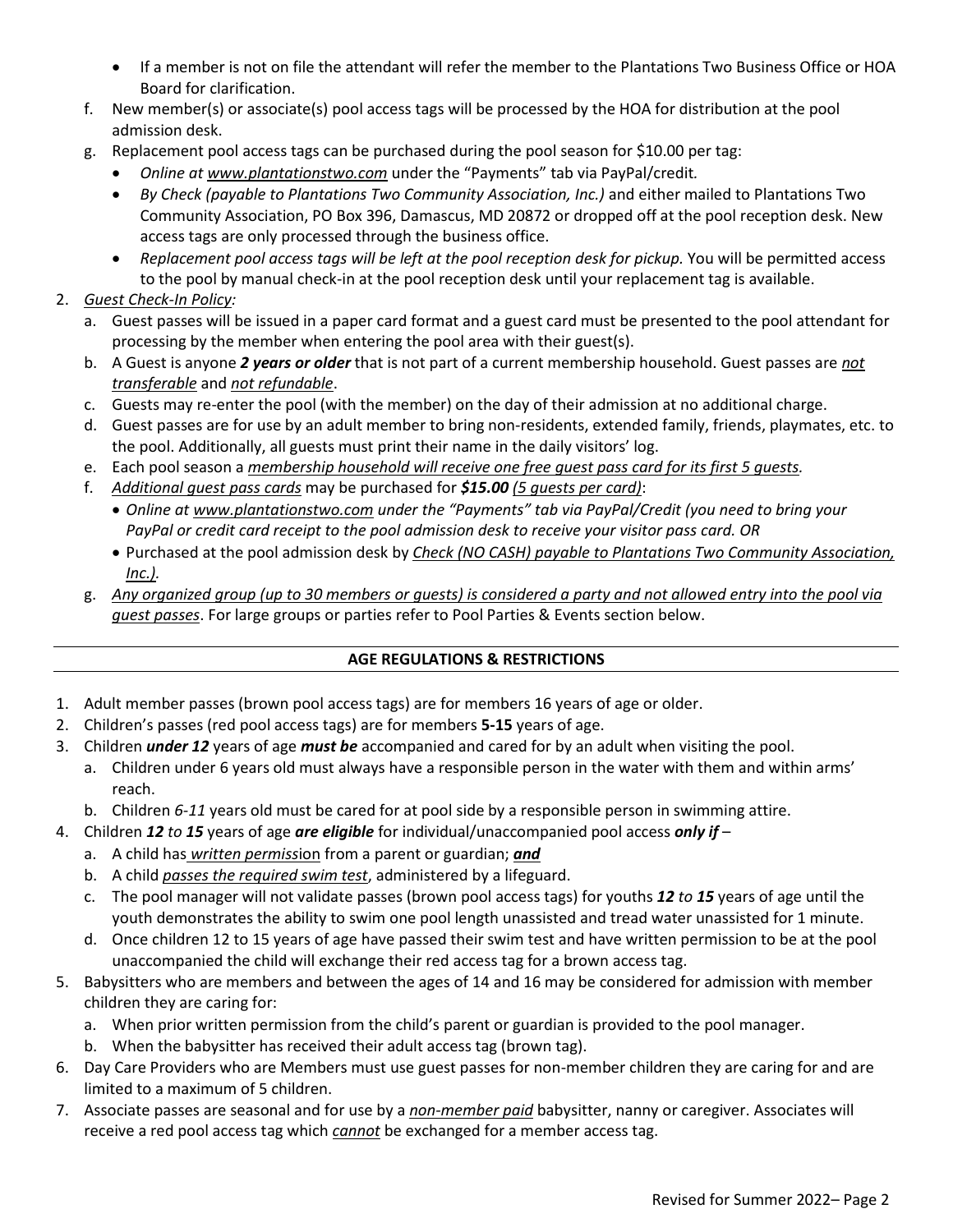- If a member is not on file the attendant will refer the member to the Plantations Two Business Office or HOA Board for clarification.

f. New member(s) or associate(s) pool access tags will be processed by the HOA for distribution at the pool admission desk.

g. Replacement pool access tags can be purchased during the pool season for $10.00 per tag:
   - *Online at www.plantationstwo.com* under the "Payments" tab via PayPal/credit*.*
   - *By Check (payable to Plantations Two Community Association, Inc.)* and either mailed to Plantations Two Community Association, PO Box 396, Damascus, MD 20872 or dropped off at the pool reception desk. New access tags are only processed through the business office.
   - *Replacement pool access tags will be left at the pool reception desk for pickup.* You will be permitted access to the pool by manual check-in at the pool reception desk until your replacement tag is available.

2. *Guest Check-In Policy:*
   a. Guest passes will be issued in a paper card format and a guest card must be presented to the pool attendant for processing by the member when entering the pool area with their guest(s).
   b. A Guest is anyone ***2 years or older*** that is not part of a current membership household. Guest passes are *not transferable* and *not refundable*.
   c. Guests may re-enter the pool (with the member) on the day of their admission at no additional charge.
   d. Guest passes are for use by an adult member to bring non-residents, extended family, friends, playmates, etc. to the pool. Additionally, all guests must print their name in the daily visitors' log.
   e. Each pool season a *membership household will receive one free guest pass card for its first 5 guests.*
   f. *Additional guest pass cards* may be purchased for ***$15.00*** *(5 guests per card)*:
      - *Online at www.plantationstwo.com under the "Payments" tab via PayPal/Credit (you need to bring your PayPal or credit card receipt to the pool admission desk to receive your visitor pass card. OR*
      - Purchased at the pool admission desk by *Check (NO CASH) payable to Plantations Two Community Association, Inc.).*
   g. *Any organized group (up to 30 members or guests) is considered a party and not allowed entry into the pool via guest passes*. For large groups or parties refer to Pool Parties & Events section below.

## AGE REGULATIONS & RESTRICTIONS

1. Adult member passes (brown pool access tags) are for members 16 years of age or older.
2. Children's passes (red pool access tags) are for members **5-15** years of age.
3. Children ***under 12*** years of age ***must be*** accompanied and cared for by an adult when visiting the pool.
   a. Children under 6 years old must always have a responsible person in the water with them and within arms' reach.
   b. Children *6-11* years old must be cared for at pool side by a responsible person in swimming attire.
4. Children ***12*** *to* ***15*** years of age ***are eligible*** for individual/unaccompanied pool access ***only if*** –
   a. A child has *written permission* from a parent or guardian; ***and***
   b. A child *passes the required swim test*, administered by a lifeguard.
   c. The pool manager will not validate passes (brown pool access tags) for youths ***12*** *to* ***15*** years of age until the youth demonstrates the ability to swim one pool length unassisted and tread water unassisted for 1 minute.
   d. Once children 12 to 15 years of age have passed their swim test and have written permission to be at the pool unaccompanied the child will exchange their red access tag for a brown access tag.
5. Babysitters who are members and between the ages of 14 and 16 may be considered for admission with member children they are caring for:
   a. When prior written permission from the child's parent or guardian is provided to the pool manager.
   b. When the babysitter has received their adult access tag (brown tag).
6. Day Care Providers who are Members must use guest passes for non-member children they are caring for and are limited to a maximum of 5 children.
7. Associate passes are seasonal and for use by a *non-member paid* babysitter, nanny or caregiver. Associates will receive a red pool access tag which *cannot* be exchanged for a member access tag.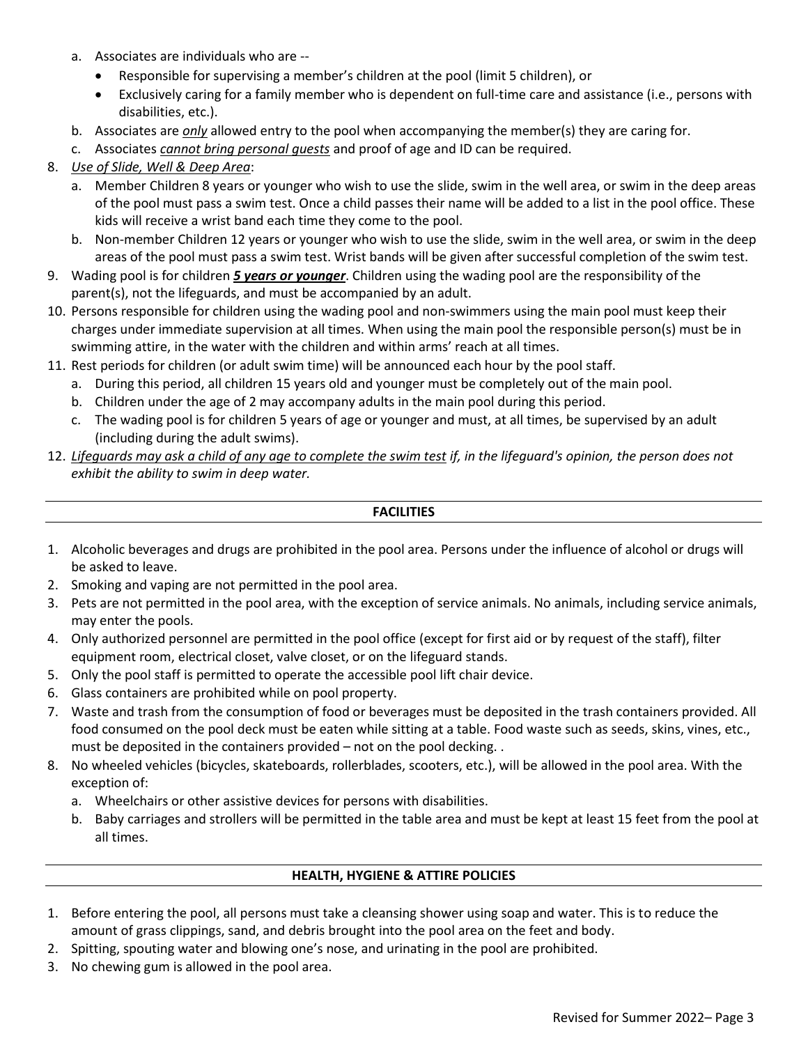a. Associates are individuals who are --
   - Responsible for supervising a member's children at the pool (limit 5 children), or
   - Exclusively caring for a family member who is dependent on full-time care and assistance (i.e., persons with disabilities, etc.).

b. Associates are *only* allowed entry to the pool when accompanying the member(s) they are caring for.

c. Associates *cannot bring personal guests* and proof of age and ID can be required.

8. *Use of Slide, Well & Deep Area*:
   a. Member Children 8 years or younger who wish to use the slide, swim in the well area, or swim in the deep areas of the pool must pass a swim test. Once a child passes their name will be added to a list in the pool office. These kids will receive a wrist band each time they come to the pool.
   b. Non-member Children 12 years or younger who wish to use the slide, swim in the well area, or swim in the deep areas of the pool must pass a swim test. Wrist bands will be given after successful completion of the swim test.
9. Wading pool is for children ***5 years or younger***. Children using the wading pool are the responsibility of the parent(s), not the lifeguards, and must be accompanied by an adult.
10. Persons responsible for children using the wading pool and non-swimmers using the main pool must keep their charges under immediate supervision at all times. When using the main pool the responsible person(s) must be in swimming attire, in the water with the children and within arms' reach at all times.
11. Rest periods for children (or adult swim time) will be announced each hour by the pool staff.
    a. During this period, all children 15 years old and younger must be completely out of the main pool.
    b. Children under the age of 2 may accompany adults in the main pool during this period.
    c. The wading pool is for children 5 years of age or younger and must, at all times, be supervised by an adult (including during the adult swims).
12. *Lifeguards may ask a child of any age to complete the swim test if, in the lifeguard's opinion, the person does not exhibit the ability to swim in deep water.*

## FACILITIES

1. Alcoholic beverages and drugs are prohibited in the pool area. Persons under the influence of alcohol or drugs will be asked to leave.
2. Smoking and vaping are not permitted in the pool area.
3. Pets are not permitted in the pool area, with the exception of service animals. No animals, including service animals, may enter the pools.
4. Only authorized personnel are permitted in the pool office (except for first aid or by request of the staff), filter equipment room, electrical closet, valve closet, or on the lifeguard stands.
5. Only the pool staff is permitted to operate the accessible pool lift chair device.
6. Glass containers are prohibited while on pool property.
7. Waste and trash from the consumption of food or beverages must be deposited in the trash containers provided. All food consumed on the pool deck must be eaten while sitting at a table. Food waste such as seeds, skins, vines, etc., must be deposited in the containers provided – not on the pool decking. .
8. No wheeled vehicles (bicycles, skateboards, rollerblades, scooters, etc.), will be allowed in the pool area. With the exception of:
   a. Wheelchairs or other assistive devices for persons with disabilities.
   b. Baby carriages and strollers will be permitted in the table area and must be kept at least 15 feet from the pool at all times.

## HEALTH, HYGIENE & ATTIRE POLICIES

1. Before entering the pool, all persons must take a cleansing shower using soap and water. This is to reduce the amount of grass clippings, sand, and debris brought into the pool area on the feet and body.
2. Spitting, spouting water and blowing one's nose, and urinating in the pool are prohibited.
3. No chewing gum is allowed in the pool area.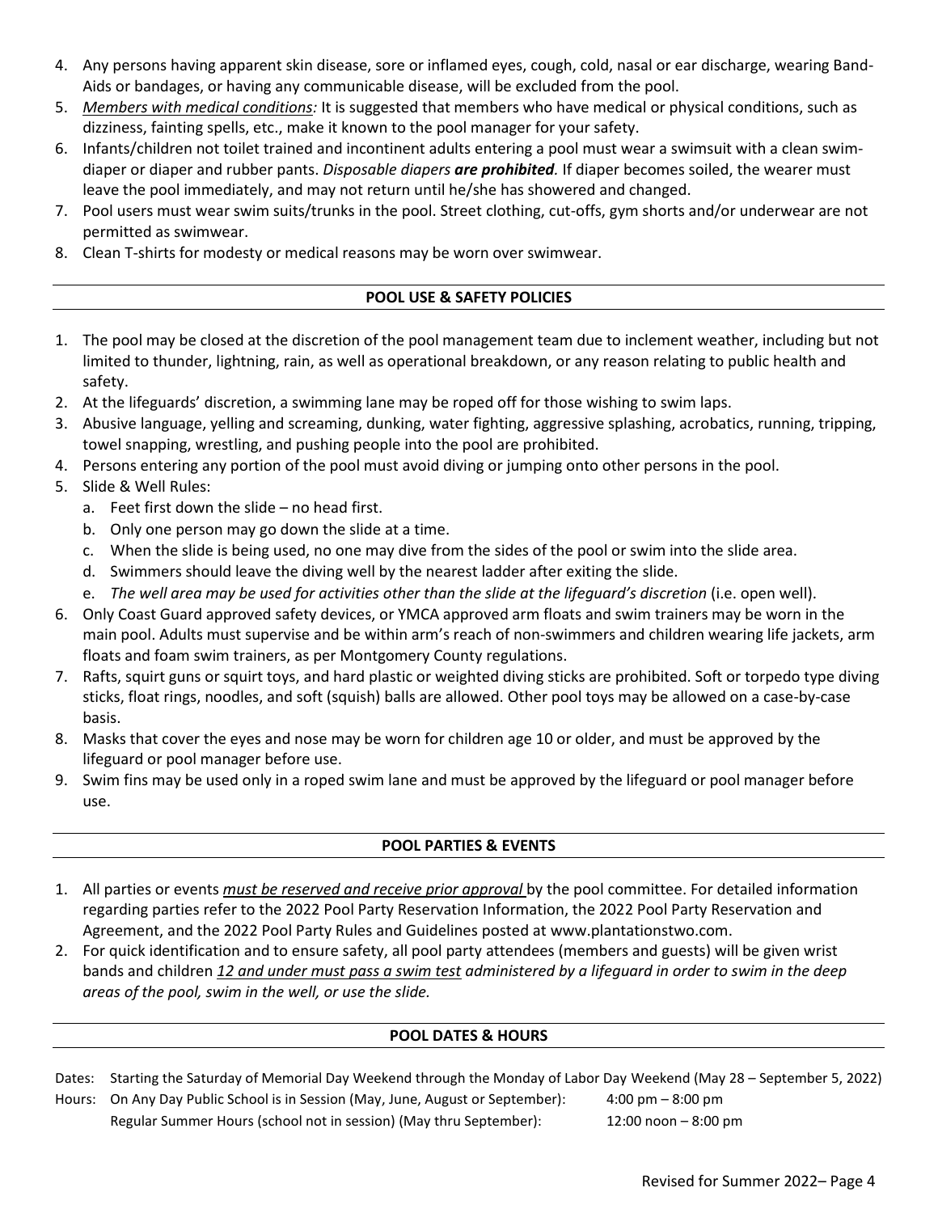4. Any persons having apparent skin disease, sore or inflamed eyes, cough, cold, nasal or ear discharge, wearing Band-Aids or bandages, or having any communicable disease, will be excluded from the pool.
5. *Members with medical conditions:* It is suggested that members who have medical or physical conditions, such as dizziness, fainting spells, etc., make it known to the pool manager for your safety.
6. Infants/children not toilet trained and incontinent adults entering a pool must wear a swimsuit with a clean swim-diaper or diaper and rubber pants. *Disposable diapers* ***are prohibited****.* If diaper becomes soiled, the wearer must leave the pool immediately, and may not return until he/she has showered and changed.
7. Pool users must wear swim suits/trunks in the pool. Street clothing, cut-offs, gym shorts and/or underwear are not permitted as swimwear.
8. Clean T-shirts for modesty or medical reasons may be worn over swimwear.

## POOL USE & SAFETY POLICIES

1. The pool may be closed at the discretion of the pool management team due to inclement weather, including but not limited to thunder, lightning, rain, as well as operational breakdown, or any reason relating to public health and safety.
2. At the lifeguards' discretion, a swimming lane may be roped off for those wishing to swim laps.
3. Abusive language, yelling and screaming, dunking, water fighting, aggressive splashing, acrobatics, running, tripping, towel snapping, wrestling, and pushing people into the pool are prohibited.
4. Persons entering any portion of the pool must avoid diving or jumping onto other persons in the pool.
5. Slide & Well Rules:
   a. Feet first down the slide – no head first.
   b. Only one person may go down the slide at a time.
   c. When the slide is being used, no one may dive from the sides of the pool or swim into the slide area.
   d. Swimmers should leave the diving well by the nearest ladder after exiting the slide.
   e. *The well area may be used for activities other than the slide at the lifeguard's discretion* (i.e. open well).
6. Only Coast Guard approved safety devices, or YMCA approved arm floats and swim trainers may be worn in the main pool. Adults must supervise and be within arm's reach of non-swimmers and children wearing life jackets, arm floats and foam swim trainers, as per Montgomery County regulations.
7. Rafts, squirt guns or squirt toys, and hard plastic or weighted diving sticks are prohibited. Soft or torpedo type diving sticks, float rings, noodles, and soft (squish) balls are allowed. Other pool toys may be allowed on a case-by-case basis.
8. Masks that cover the eyes and nose may be worn for children age 10 or older, and must be approved by the lifeguard or pool manager before use.
9. Swim fins may be used only in a roped swim lane and must be approved by the lifeguard or pool manager before use.

## POOL PARTIES & EVENTS

1. All parties or events *must be reserved and receive prior approval* by the pool committee. For detailed information regarding parties refer to the 2022 Pool Party Reservation Information, the 2022 Pool Party Reservation and Agreement, and the 2022 Pool Party Rules and Guidelines posted at www.plantationstwo.com.
2. For quick identification and to ensure safety, all pool party attendees (members and guests) will be given wrist bands and children *12 and under must pass a swim test administered by a lifeguard in order to swim in the deep areas of the pool, swim in the well, or use the slide.*

## POOL DATES & HOURS

Dates: Starting the Saturday of Memorial Day Weekend through the Monday of Labor Day Weekend (May 28 – September 5, 2022)

Hours: On Any Day Public School is in Session (May, June, August or September): 4:00 pm – 8:00 pm

Regular Summer Hours (school not in session) (May thru September): 12:00 noon – 8:00 pm